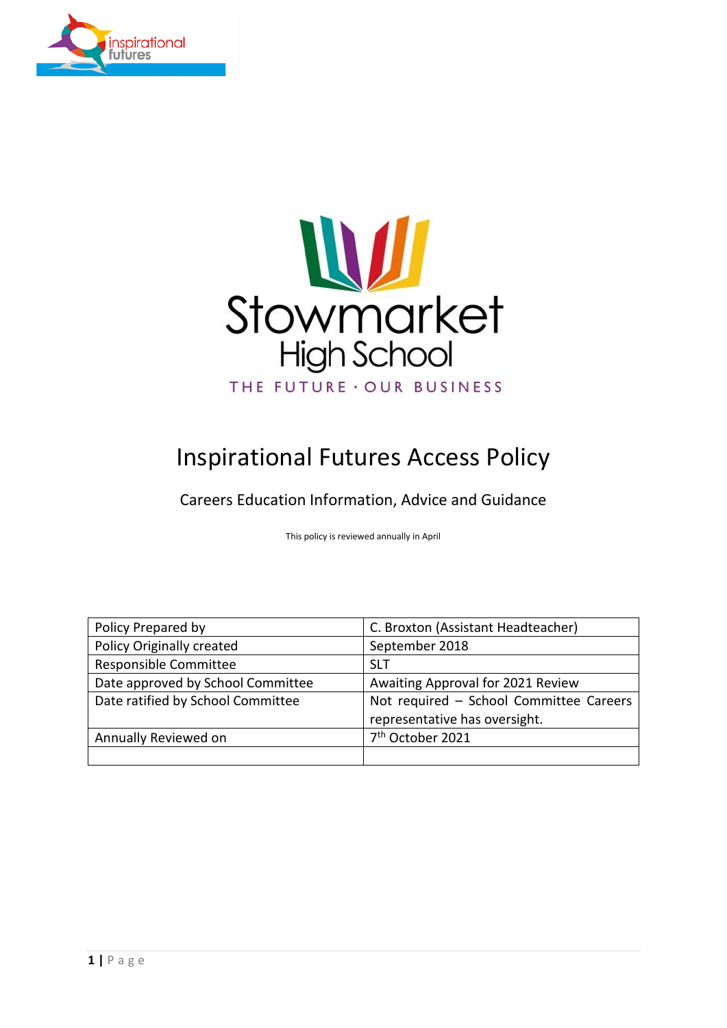# Inspirational Futures Access Policy

## Careers Education Information, Advice and Guidance

This policy is reviewed annually in April

| | |
|---|---|
| Policy Prepared by | C. Broxton (Assistant Headteacher) |
| Policy Originally created | September 2018 |
| Responsible Committee | SLT |
| Date approved by School Committee | Awaiting Approval for 2021 Review |
| Date ratified by School Committee | Not required – School Committee Careers representative has oversight. |
| Annually Reviewed on | 7th October 2021 |
| | |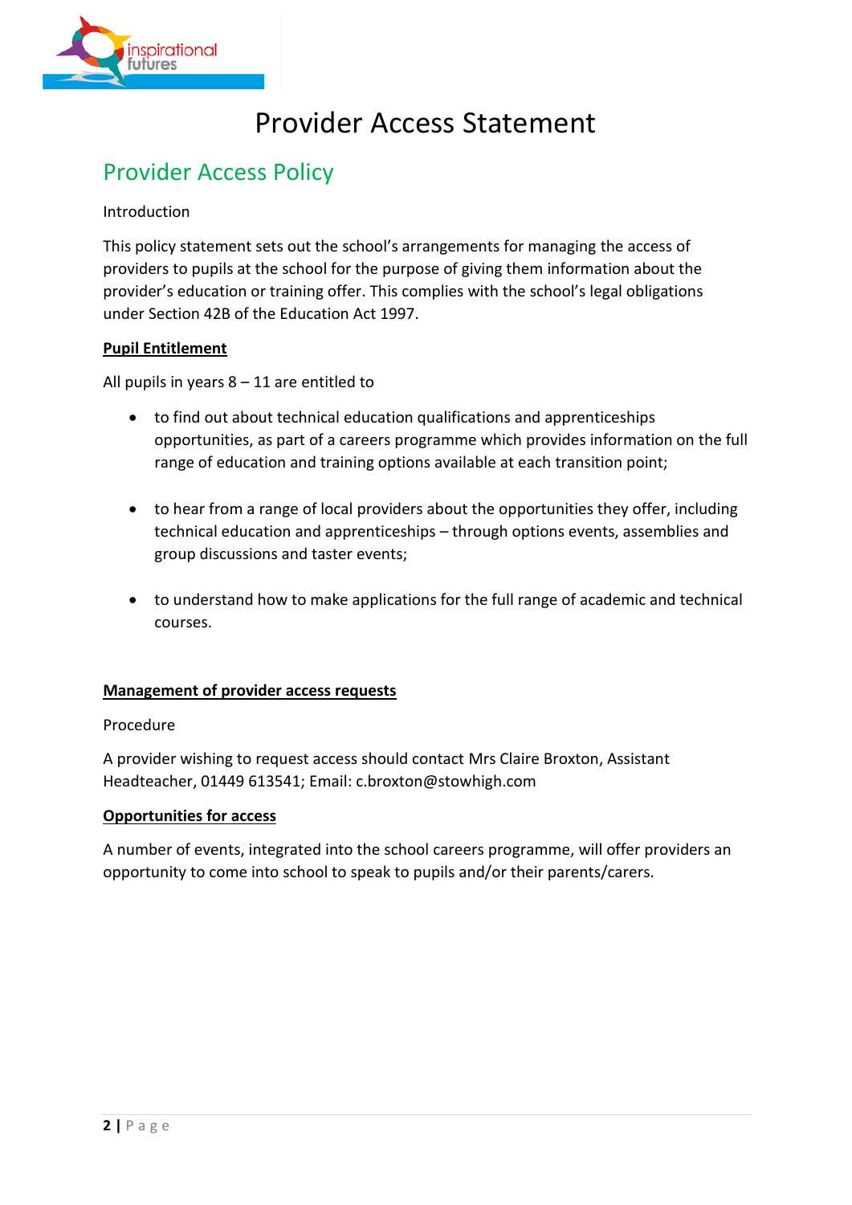# Provider Access Statement

## Provider Access Policy

Introduction

This policy statement sets out the school's arrangements for managing the access of providers to pupils at the school for the purpose of giving them information about the provider's education or training offer. This complies with the school's legal obligations under Section 42B of the Education Act 1997.

**Pupil Entitlement**

All pupils in years 8 – 11 are entitled to

- to find out about technical education qualifications and apprenticeships opportunities, as part of a careers programme which provides information on the full range of education and training options available at each transition point;
- to hear from a range of local providers about the opportunities they offer, including technical education and apprenticeships – through options events, assemblies and group discussions and taster events;
- to understand how to make applications for the full range of academic and technical courses.

**Management of provider access requests**

Procedure

A provider wishing to request access should contact Mrs Claire Broxton, Assistant Headteacher, 01449 613541; Email: c.broxton@stowhigh.com

**Opportunities for access**

A number of events, integrated into the school careers programme, will offer providers an opportunity to come into school to speak to pupils and/or their parents/carers.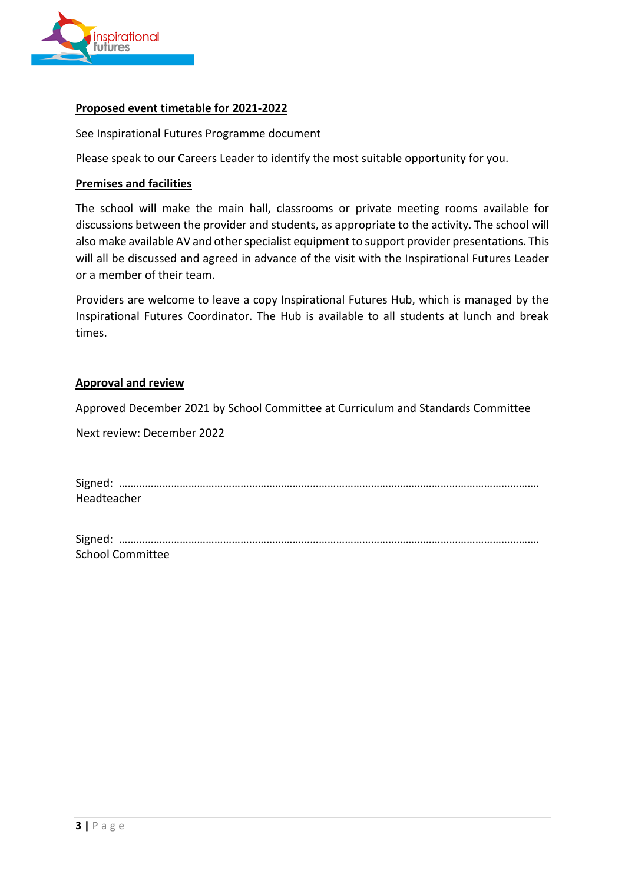**Proposed event timetable for 2021-2022**

See Inspirational Futures Programme document

Please speak to our Careers Leader to identify the most suitable opportunity for you.

**Premises and facilities**

The school will make the main hall, classrooms or private meeting rooms available for discussions between the provider and students, as appropriate to the activity. The school will also make available AV and other specialist equipment to support provider presentations. This will all be discussed and agreed in advance of the visit with the Inspirational Futures Leader or a member of their team.

Providers are welcome to leave a copy Inspirational Futures Hub, which is managed by the Inspirational Futures Coordinator. The Hub is available to all students at lunch and break times.

**Approval and review**

Approved December 2021 by School Committee at Curriculum and Standards Committee

Next review: December 2022

Signed: ……………………………………………………………………………………………………………………………….
Headteacher

Signed: ……………………………………………………………………………………………………………………………….
School Committee